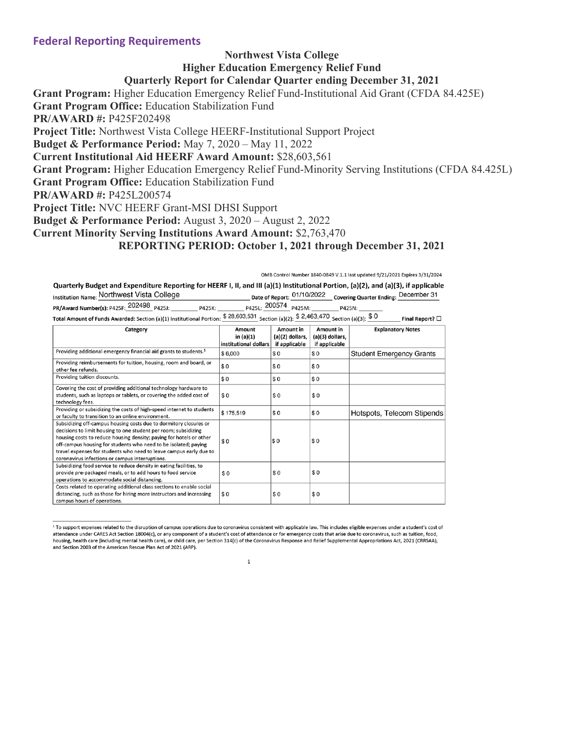## Federal Reporting Requirements

**Northwest Vista College**
**Higher Education Emergency Relief Fund**
**Quarterly Report for Calendar Quarter ending December 31, 2021**

**Grant Program:** Higher Education Emergency Relief Fund-Institutional Aid Grant (CFDA 84.425E)
**Grant Program Office:** Education Stabilization Fund
**PR/AWARD #:** P425F202498
**Project Title:** Northwest Vista College HEERF-Institutional Support Project
**Budget & Performance Period:** May 7, 2020 – May 11, 2022
**Current Institutional Aid HEERF Award Amount:** $28,603,561
**Grant Program:** Higher Education Emergency Relief Fund-Minority Serving Institutions (CFDA 84.425L)
**Grant Program Office:** Education Stabilization Fund
**PR/AWARD #:** P425L200574
**Project Title:** NVC HEERF Grant-MSI DHSI Support
**Budget & Performance Period:** August 3, 2020 – August 2, 2022
**Current Minority Serving Institutions Award Amount:** $2,763,470
**REPORTING PERIOD: October 1, 2021 through December 31, 2021**

OMB Control Number 1840-0849 V.1.1 last updated 9/21/2021 Expires 3/31/2024

**Quarterly Budget and Expenditure Reporting for HEERF I, II, and III (a)(1) Institutional Portion, (a)(2), and (a)(3), if applicable**

**Institution Name:** Northwest Vista College **Date of Report:** 01/10/2022 **Covering Quarter Ending:** December 31

**PR/Award Number(s):** P425F: 202498 P425J: ________ P425K: ________ P425L: 200574 P425M: ________ P425N: ________

**Total Amount of Funds Awarded:** Section (a)(1) Institutional Portion: $ 28,603,531 Section (a)(2): $ 2,463,470 Section (a)(3): $ 0 **Final Report?** ☐

| Category | Amount in (a)(1) institutional dollars | Amount in (a)(2) dollars, if applicable | Amount in (a)(3) dollars, if applicable | Explanatory Notes |
|---|---|---|---|---|
| Providing additional emergency financial aid grants to students.[1] | $ 6,000 | $ 0 | $ 0 | Student Emergency Grants |
| Providing reimbursements for tuition, housing, room and board, or other fee refunds. | $ 0 | $ 0 | $ 0 | |
| Providing tuition discounts. | $ 0 | $ 0 | $ 0 | |
| Covering the cost of providing additional technology hardware to students, such as laptops or tablets, or covering the added cost of technology fees. | $ 0 | $ 0 | $ 0 | |
| Providing or subsidizing the costs of high-speed internet to students or faculty to transition to an online environment. | $ 175,519 | $ 0 | $ 0 | Hotspots, Telecom Stipends |
| Subsidizing off-campus housing costs due to dormitory closures or decisions to limit housing to one student per room; subsidizing housing costs to reduce housing density; paying for hotels or other off-campus housing for students who need to be isolated; paying travel expenses for students who need to leave campus early due to coronavirus infections or campus interruptions. | $ 0 | $ 0 | $ 0 | |
| Subsidizing food service to reduce density in eating facilities, to provide pre-packaged meals, or to add hours to food service operations to accommodate social distancing. | $ 0 | $ 0 | $ 0 | |
| Costs related to operating additional class sections to enable social distancing, such as those for hiring more instructors and increasing campus hours of operations. | $ 0 | $ 0 | $ 0 | |

[1] To support expenses related to the disruption of campus operations due to coronavirus consistent with applicable law. This includes eligible expenses under a student's cost of attendance under CARES Act Section 18004(c), or any component of a student's cost of attendance or for emergency costs that arise due to coronavirus, such as tuition, food, housing, health care (including mental health care), or child care, per Section 314(c) of the Coronavirus Response and Relief Supplemental Appropriations Act, 2021 (CRRSAA), and Section 2003 of the American Rescue Plan Act of 2021 (ARP).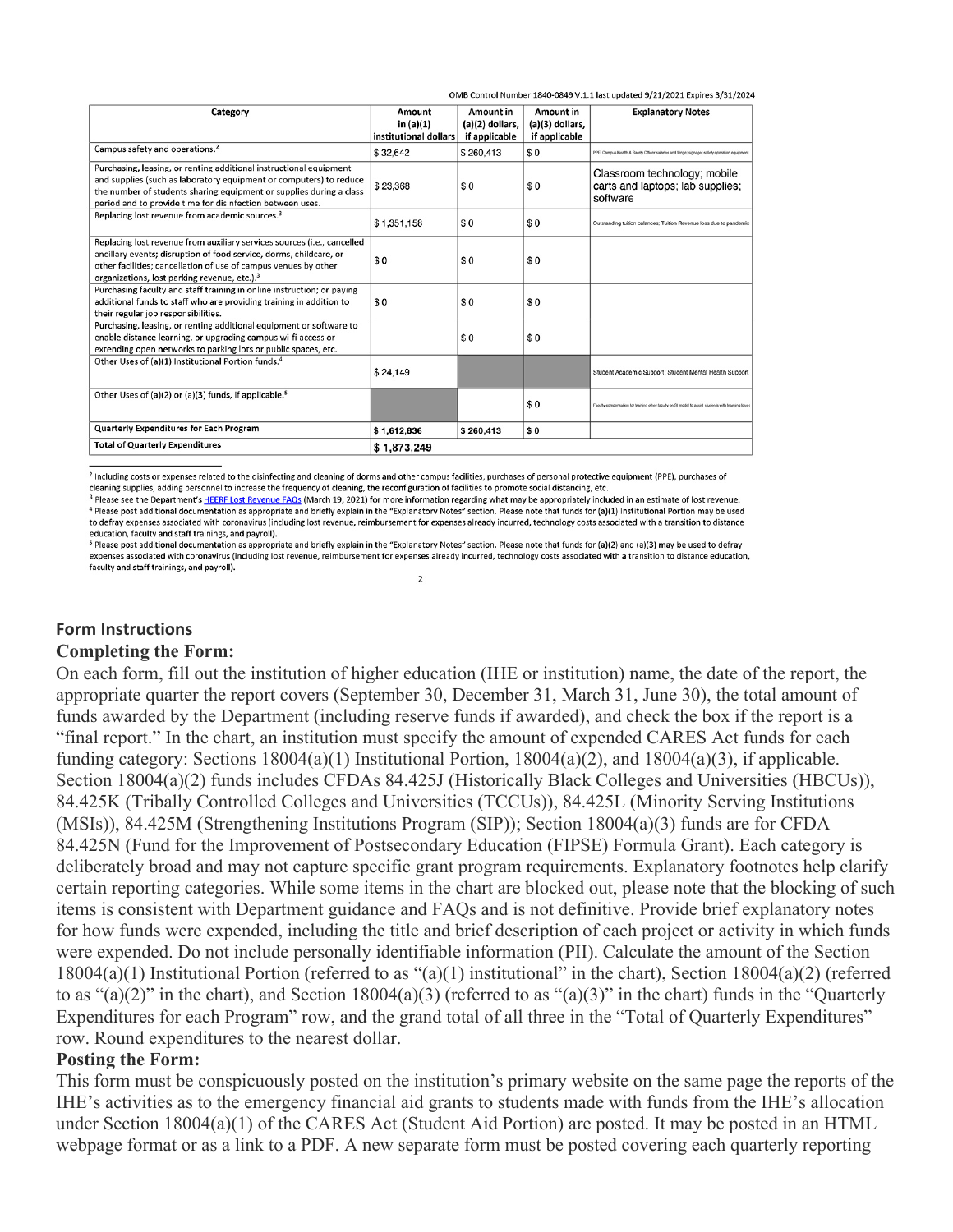OMB Control Number 1840-0849 V.1.1 last updated 9/21/2021 Expires 3/31/2024

| Category | Amount in (a)(1) institutional dollars | Amount in (a)(2) dollars, if applicable | Amount in (a)(3) dollars, if applicable | Explanatory Notes |
|---|---|---|---|---|
| Campus safety and operations.[2] | $ 32,642 | $ 260,413 | $ 0 | PPE; Campus Health & Safety Officer salaries and fringe; signage; safety operation equipment |
| Purchasing, leasing, or renting additional instructional equipment and supplies (such as laboratory equipment or computers) to reduce the number of students sharing equipment or supplies during a class period and to provide time for disinfection between uses. | $ 23,368 | $ 0 | $ 0 | Classroom technology; mobile carts and laptops; lab supplies; software |
| Replacing lost revenue from academic sources.[3] | $ 1,351,158 | $ 0 | $ 0 | Outstanding tuition balances; Tuition Revenue loss due to pandemic |
| Replacing lost revenue from auxiliary services sources (i.e., cancelled ancillary events; disruption of food service, dorms, childcare, or other facilities; cancellation of use of campus venues by other organizations, lost parking revenue, etc.).[3] | $ 0 | $ 0 | $ 0 | |
| Purchasing faculty and staff training in online instruction; or paying additional funds to staff who are providing training in addition to their regular job responsibilities. | $ 0 | $ 0 | $ 0 | |
| Purchasing, leasing, or renting additional equipment or software to enable distance learning, or upgrading campus wi-fi access or extending open networks to parking lots or public spaces, etc. | | $ 0 | $ 0 | |
| Other Uses of (a)(1) Institutional Portion funds.[4] | $ 24,149 | | | Student Academic Support; Student Mental Health Support |
| Other Uses of (a)(2) or (a)(3) funds, if applicable.[5] | | | $ 0 | Faculty compensation for training other faculty on St. model to assist students with learning loss |
| **Quarterly Expenditures for Each Program** | $ 1,612,836 | $ 260,413 | $ 0 | |
| **Total of Quarterly Expenditures** | $ 1,873,249 | | | |

[2] Including costs or expenses related to the disinfecting and cleaning of dorms and other campus facilities, purchases of personal protective equipment (PPE), purchases of cleaning supplies, adding personnel to increase the frequency of cleaning, the reconfiguration of facilities to promote social distancing, etc.

[3] Please see the Department's HEERF Lost Revenue FAQs (March 19, 2021) for more information regarding what may be appropriately included in an estimate of lost revenue.

[4] Please post additional documentation as appropriate and briefly explain in the "Explanatory Notes" section. Please note that funds for (a)(1) Institutional Portion may be used to defray expenses associated with coronavirus (including lost revenue, reimbursement for expenses already incurred, technology costs associated with a transition to distance education, faculty and staff trainings, and payroll).

[5] Please post additional documentation as appropriate and briefly explain in the "Explanatory Notes" section. Please note that funds for (a)(2) and (a)(3) may be used to defray expenses associated with coronavirus (including lost revenue, reimbursement for expenses already incurred, technology costs associated with a transition to distance education, faculty and staff trainings, and payroll).

## Form Instructions

**Completing the Form:**

On each form, fill out the institution of higher education (IHE or institution) name, the date of the report, the appropriate quarter the report covers (September 30, December 31, March 31, June 30), the total amount of funds awarded by the Department (including reserve funds if awarded), and check the box if the report is a "final report." In the chart, an institution must specify the amount of expended CARES Act funds for each funding category: Sections 18004(a)(1) Institutional Portion, 18004(a)(2), and 18004(a)(3), if applicable. Section 18004(a)(2) funds includes CFDAs 84.425J (Historically Black Colleges and Universities (HBCUs)), 84.425K (Tribally Controlled Colleges and Universities (TCCUs)), 84.425L (Minority Serving Institutions (MSIs)), 84.425M (Strengthening Institutions Program (SIP)); Section 18004(a)(3) funds are for CFDA 84.425N (Fund for the Improvement of Postsecondary Education (FIPSE) Formula Grant). Each category is deliberately broad and may not capture specific grant program requirements. Explanatory footnotes help clarify certain reporting categories. While some items in the chart are blocked out, please note that the blocking of such items is consistent with Department guidance and FAQs and is not definitive. Provide brief explanatory notes for how funds were expended, including the title and brief description of each project or activity in which funds were expended. Do not include personally identifiable information (PII). Calculate the amount of the Section 18004(a)(1) Institutional Portion (referred to as "(a)(1) institutional" in the chart), Section 18004(a)(2) (referred to as "(a)(2)" in the chart), and Section 18004(a)(3) (referred to as "(a)(3)" in the chart) funds in the "Quarterly Expenditures for each Program" row, and the grand total of all three in the "Total of Quarterly Expenditures" row. Round expenditures to the nearest dollar.

**Posting the Form:**

This form must be conspicuously posted on the institution's primary website on the same page the reports of the IHE's activities as to the emergency financial aid grants to students made with funds from the IHE's allocation under Section 18004(a)(1) of the CARES Act (Student Aid Portion) are posted. It may be posted in an HTML webpage format or as a link to a PDF. A new separate form must be posted covering each quarterly reporting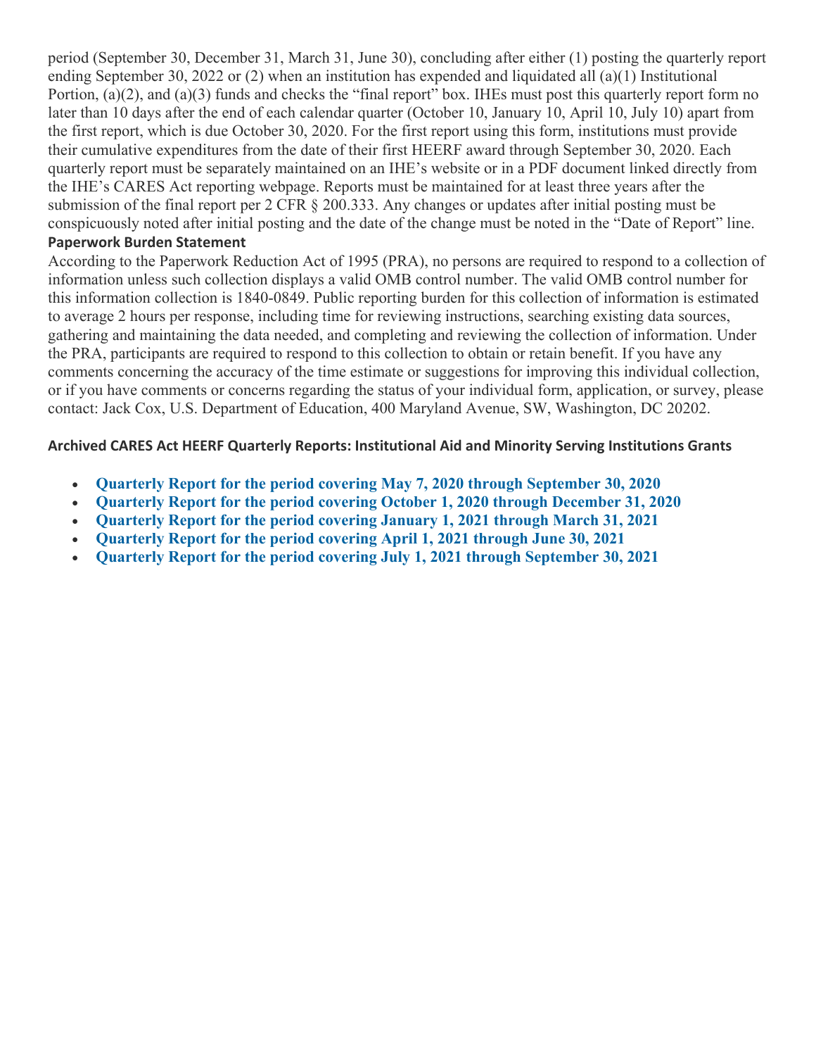period (September 30, December 31, March 31, June 30), concluding after either (1) posting the quarterly report ending September 30, 2022 or (2) when an institution has expended and liquidated all (a)(1) Institutional Portion, (a)(2), and (a)(3) funds and checks the "final report" box. IHEs must post this quarterly report form no later than 10 days after the end of each calendar quarter (October 10, January 10, April 10, July 10) apart from the first report, which is due October 30, 2020. For the first report using this form, institutions must provide their cumulative expenditures from the date of their first HEERF award through September 30, 2020. Each quarterly report must be separately maintained on an IHE's website or in a PDF document linked directly from the IHE's CARES Act reporting webpage. Reports must be maintained for at least three years after the submission of the final report per 2 CFR § 200.333. Any changes or updates after initial posting must be conspicuously noted after initial posting and the date of the change must be noted in the "Date of Report" line.

**Paperwork Burden Statement**

According to the Paperwork Reduction Act of 1995 (PRA), no persons are required to respond to a collection of information unless such collection displays a valid OMB control number. The valid OMB control number for this information collection is 1840-0849. Public reporting burden for this collection of information is estimated to average 2 hours per response, including time for reviewing instructions, searching existing data sources, gathering and maintaining the data needed, and completing and reviewing the collection of information. Under the PRA, participants are required to respond to this collection to obtain or retain benefit. If you have any comments concerning the accuracy of the time estimate or suggestions for improving this individual collection, or if you have comments or concerns regarding the status of your individual form, application, or survey, please contact: Jack Cox, U.S. Department of Education, 400 Maryland Avenue, SW, Washington, DC 20202.

**Archived CARES Act HEERF Quarterly Reports: Institutional Aid and Minority Serving Institutions Grants**

- **Quarterly Report for the period covering May 7, 2020 through September 30, 2020**
- **Quarterly Report for the period covering October 1, 2020 through December 31, 2020**
- **Quarterly Report for the period covering January 1, 2021 through March 31, 2021**
- **Quarterly Report for the period covering April 1, 2021 through June 30, 2021**
- **Quarterly Report for the period covering July 1, 2021 through September 30, 2021**